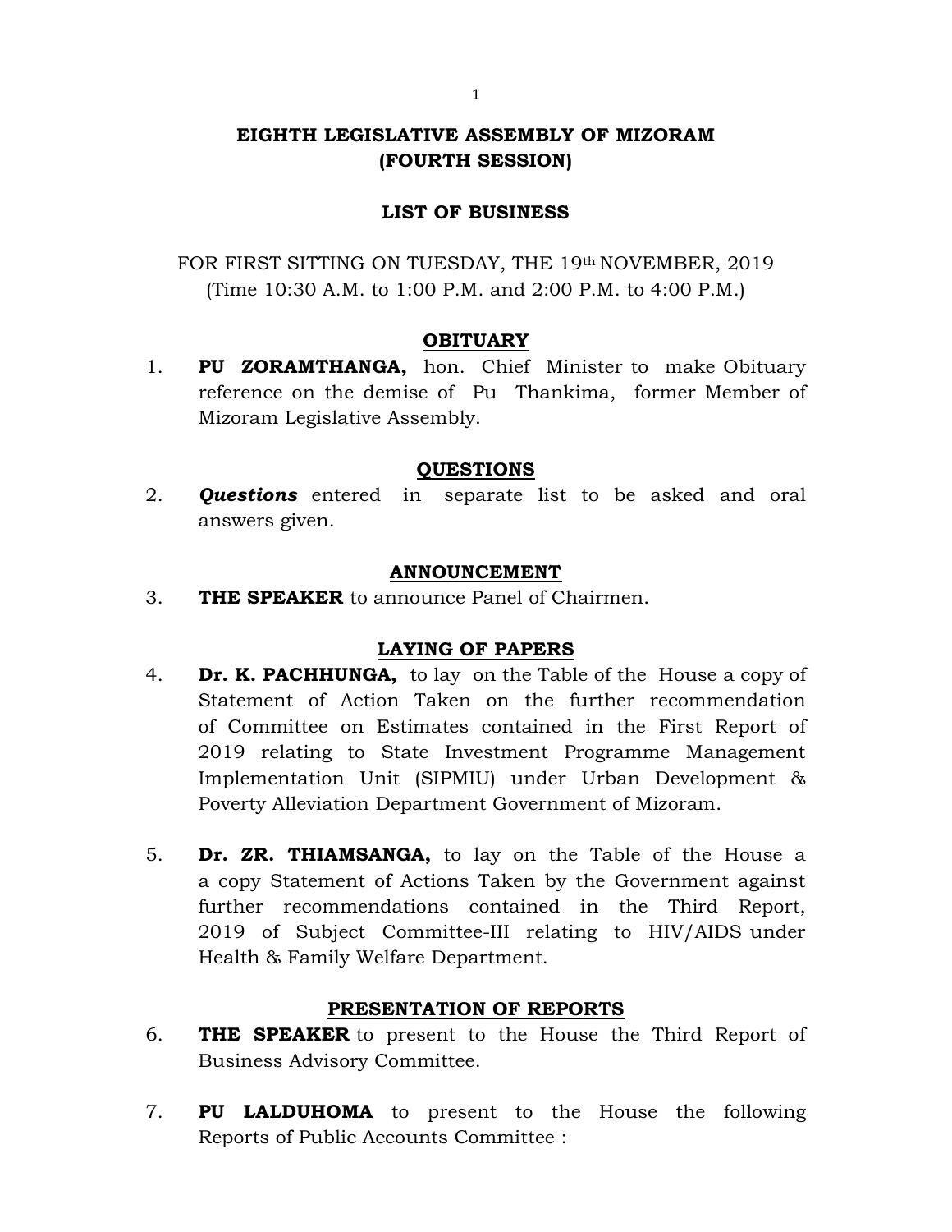# EIGHTH LEGISLATIVE ASSEMBLY OF MIZORAM
# (FOURTH SESSION)

## LIST OF BUSINESS

FOR FIRST SITTING ON TUESDAY, THE 19th NOVEMBER, 2019
(Time 10:30 A.M. to 1:00 P.M. and 2:00 P.M. to 4:00 P.M.)

### OBITUARY

1. **PU ZORAMTHANGA,** hon. Chief Minister to make Obituary reference on the demise of Pu Thankima, former Member of Mizoram Legislative Assembly.

### QUESTIONS

2. ***Questions*** entered in separate list to be asked and oral answers given.

### ANNOUNCEMENT

3. **THE SPEAKER** to announce Panel of Chairmen.

### LAYING OF PAPERS

4. **Dr. K. PACHHUNGA,** to lay on the Table of the House a copy of Statement of Action Taken on the further recommendation of Committee on Estimates contained in the First Report of 2019 relating to State Investment Programme Management Implementation Unit (SIPMIU) under Urban Development & Poverty Alleviation Department Government of Mizoram.

5. **Dr. ZR. THIAMSANGA,** to lay on the Table of the House a a copy Statement of Actions Taken by the Government against further recommendations contained in the Third Report, 2019 of Subject Committee-III relating to HIV/AIDS under Health & Family Welfare Department.

### PRESENTATION OF REPORTS

6. **THE SPEAKER** to present to the House the Third Report of Business Advisory Committee.

7. **PU LALDUHOMA** to present to the House the following Reports of Public Accounts Committee :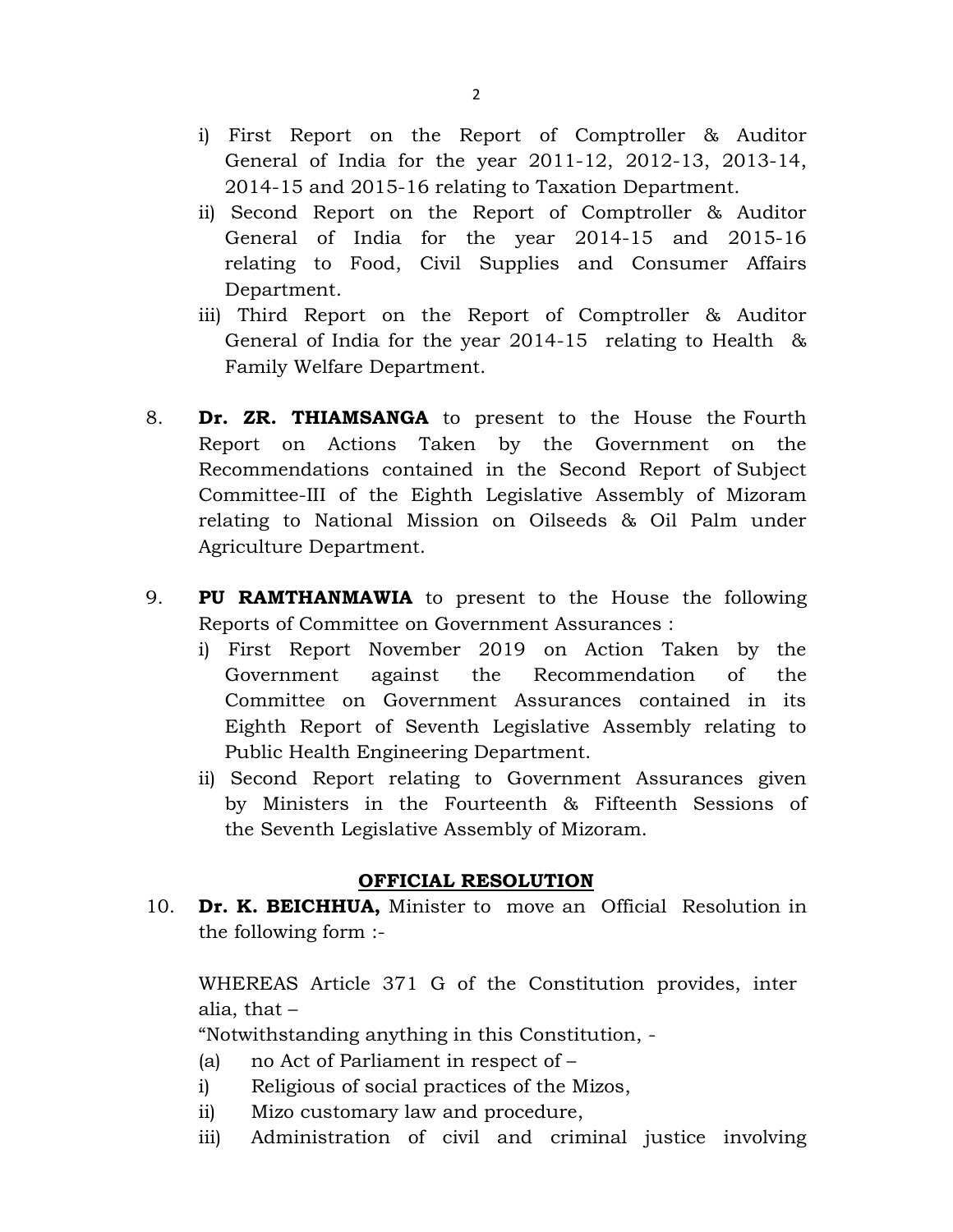i) First Report on the Report of Comptroller & Auditor General of India for the year 2011-12, 2012-13, 2013-14, 2014-15 and 2015-16 relating to Taxation Department.
ii) Second Report on the Report of Comptroller & Auditor General of India for the year 2014-15 and 2015-16 relating to Food, Civil Supplies and Consumer Affairs Department.
iii) Third Report on the Report of Comptroller & Auditor General of India for the year 2014-15 relating to Health & Family Welfare Department.

8. **Dr. ZR. THIAMSANGA** to present to the House the Fourth Report on Actions Taken by the Government on the Recommendations contained in the Second Report of Subject Committee-III of the Eighth Legislative Assembly of Mizoram relating to National Mission on Oilseeds & Oil Palm under Agriculture Department.

9. **PU RAMTHANMAWIA** to present to the House the following Reports of Committee on Government Assurances :
i) First Report November 2019 on Action Taken by the Government against the Recommendation of the Committee on Government Assurances contained in its Eighth Report of Seventh Legislative Assembly relating to Public Health Engineering Department.
ii) Second Report relating to Government Assurances given by Ministers in the Fourteenth & Fifteenth Sessions of the Seventh Legislative Assembly of Mizoram.

## OFFICIAL RESOLUTION

10. **Dr. K. BEICHHUA,** Minister to move an Official Resolution in the following form :-

WHEREAS Article 371 G of the Constitution provides, inter alia, that –

"Notwithstanding anything in this Constitution, -

(a) no Act of Parliament in respect of –

i) Religious of social practices of the Mizos,

ii) Mizo customary law and procedure,

iii) Administration of civil and criminal justice involving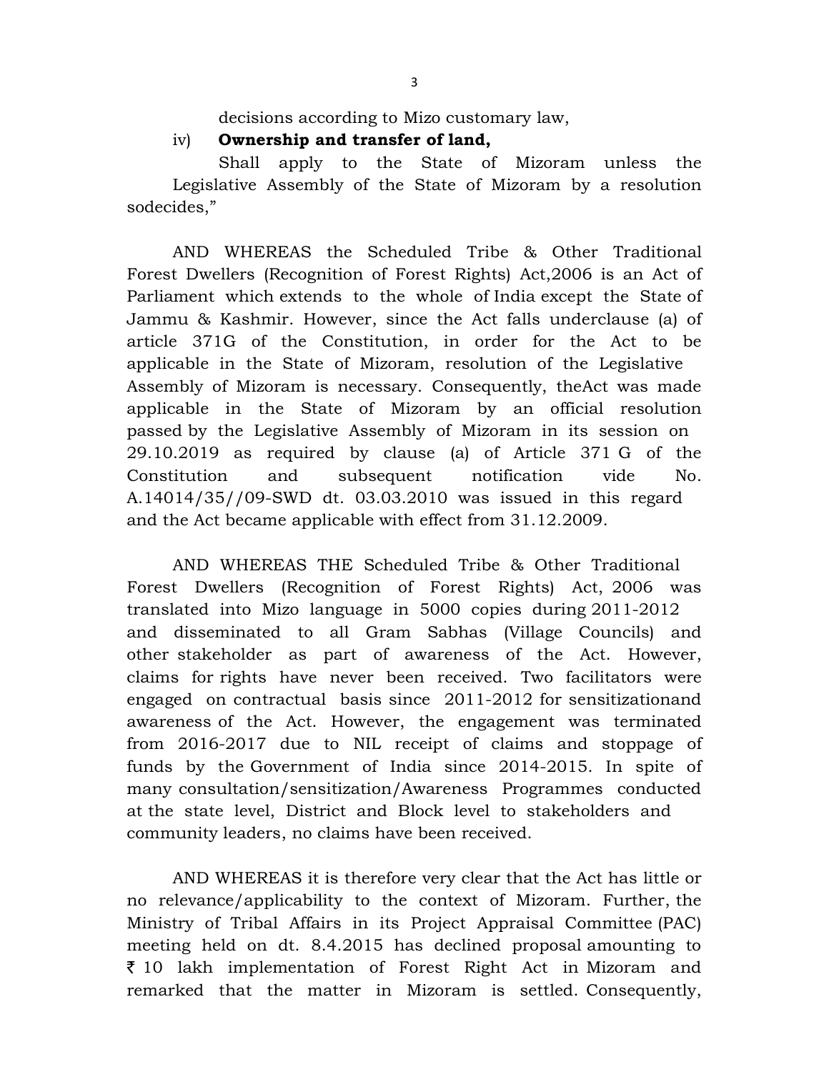decisions according to Mizo customary law,

iv) **Ownership and transfer of land,**

Shall apply to the State of Mizoram unless the Legislative Assembly of the State of Mizoram by a resolution sodecides,"

AND WHEREAS the Scheduled Tribe & Other Traditional Forest Dwellers (Recognition of Forest Rights) Act,2006 is an Act of Parliament which extends to the whole of India except the State of Jammu & Kashmir. However, since the Act falls underclause (a) of article 371G of the Constitution, in order for the Act to be applicable in the State of Mizoram, resolution of the Legislative Assembly of Mizoram is necessary. Consequently, theAct was made applicable in the State of Mizoram by an official resolution passed by the Legislative Assembly of Mizoram in its session on 29.10.2019 as required by clause (a) of Article 371 G of the Constitution and subsequent notification vide No. A.14014/35//09-SWD dt. 03.03.2010 was issued in this regard and the Act became applicable with effect from 31.12.2009.

AND WHEREAS THE Scheduled Tribe & Other Traditional Forest Dwellers (Recognition of Forest Rights) Act, 2006 was translated into Mizo language in 5000 copies during 2011-2012 and disseminated to all Gram Sabhas (Village Councils) and other stakeholder as part of awareness of the Act. However, claims for rights have never been received. Two facilitators were engaged on contractual basis since 2011-2012 for sensitizationand awareness of the Act. However, the engagement was terminated from 2016-2017 due to NIL receipt of claims and stoppage of funds by the Government of India since 2014-2015. In spite of many consultation/sensitization/Awareness Programmes conducted at the state level, District and Block level to stakeholders and community leaders, no claims have been received.

AND WHEREAS it is therefore very clear that the Act has little or no relevance/applicability to the context of Mizoram. Further, the Ministry of Tribal Affairs in its Project Appraisal Committee (PAC) meeting held on dt. 8.4.2015 has declined proposal amounting to ₹ 10 lakh implementation of Forest Right Act in Mizoram and remarked that the matter in Mizoram is settled. Consequently,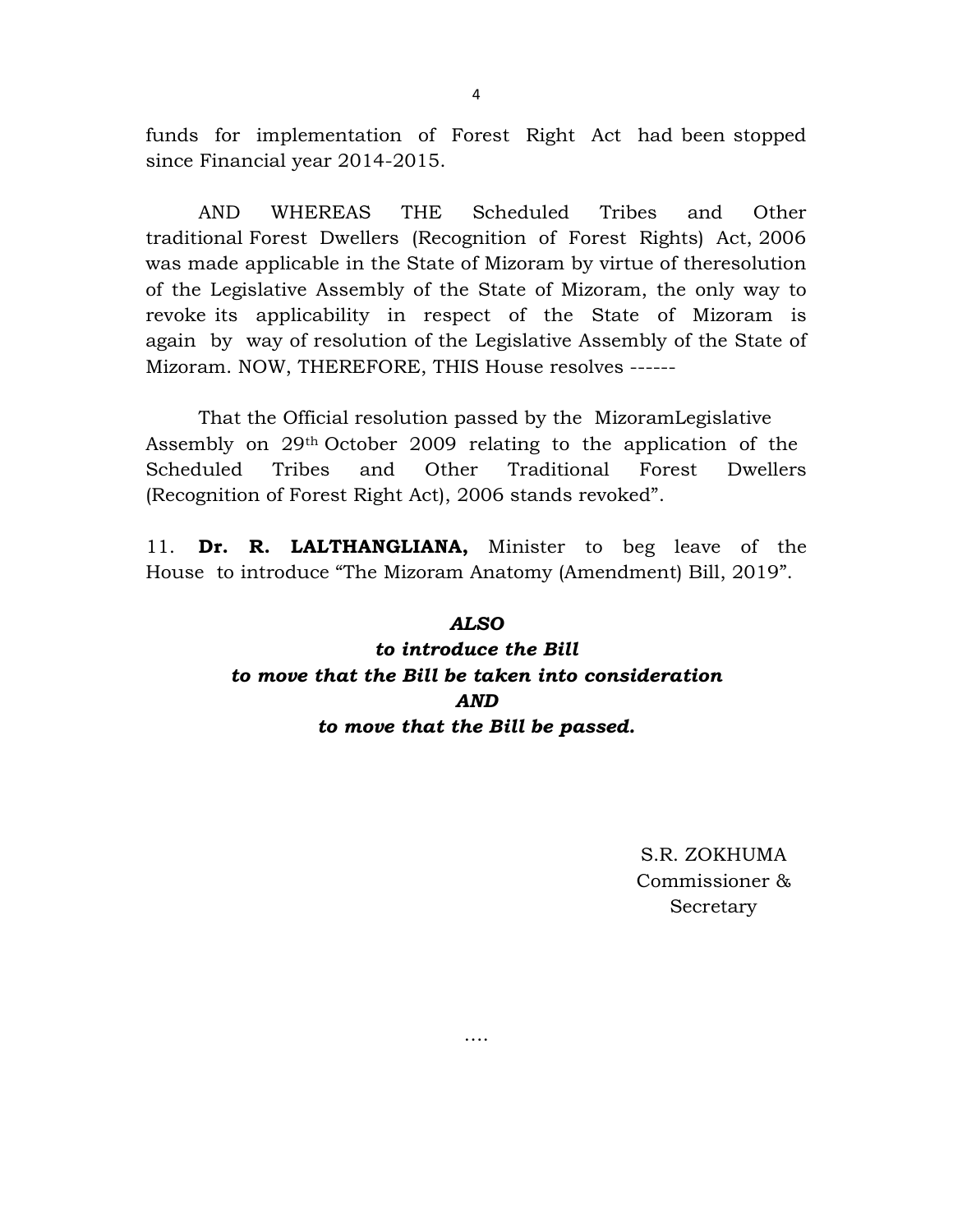funds for implementation of Forest Right Act had been stopped since Financial year 2014-2015.

AND WHEREAS THE Scheduled Tribes and Other traditional Forest Dwellers (Recognition of Forest Rights) Act, 2006 was made applicable in the State of Mizoram by virtue of theresolution of the Legislative Assembly of the State of Mizoram, the only way to revoke its applicability in respect of the State of Mizoram is again by way of resolution of the Legislative Assembly of the State of Mizoram. NOW, THEREFORE, THIS House resolves ------

That the Official resolution passed by the MizoramLegislative Assembly on 29th October 2009 relating to the application of the Scheduled Tribes and Other Traditional Forest Dwellers (Recognition of Forest Right Act), 2006 stands revoked".

11. **Dr. R. LALTHANGLIANA,** Minister to beg leave of the House to introduce "The Mizoram Anatomy (Amendment) Bill, 2019".

***ALSO***
***to introduce the Bill***
***to move that the Bill be taken into consideration***
***AND***
***to move that the Bill be passed.***

S.R. ZOKHUMA
Commissioner &
Secretary

....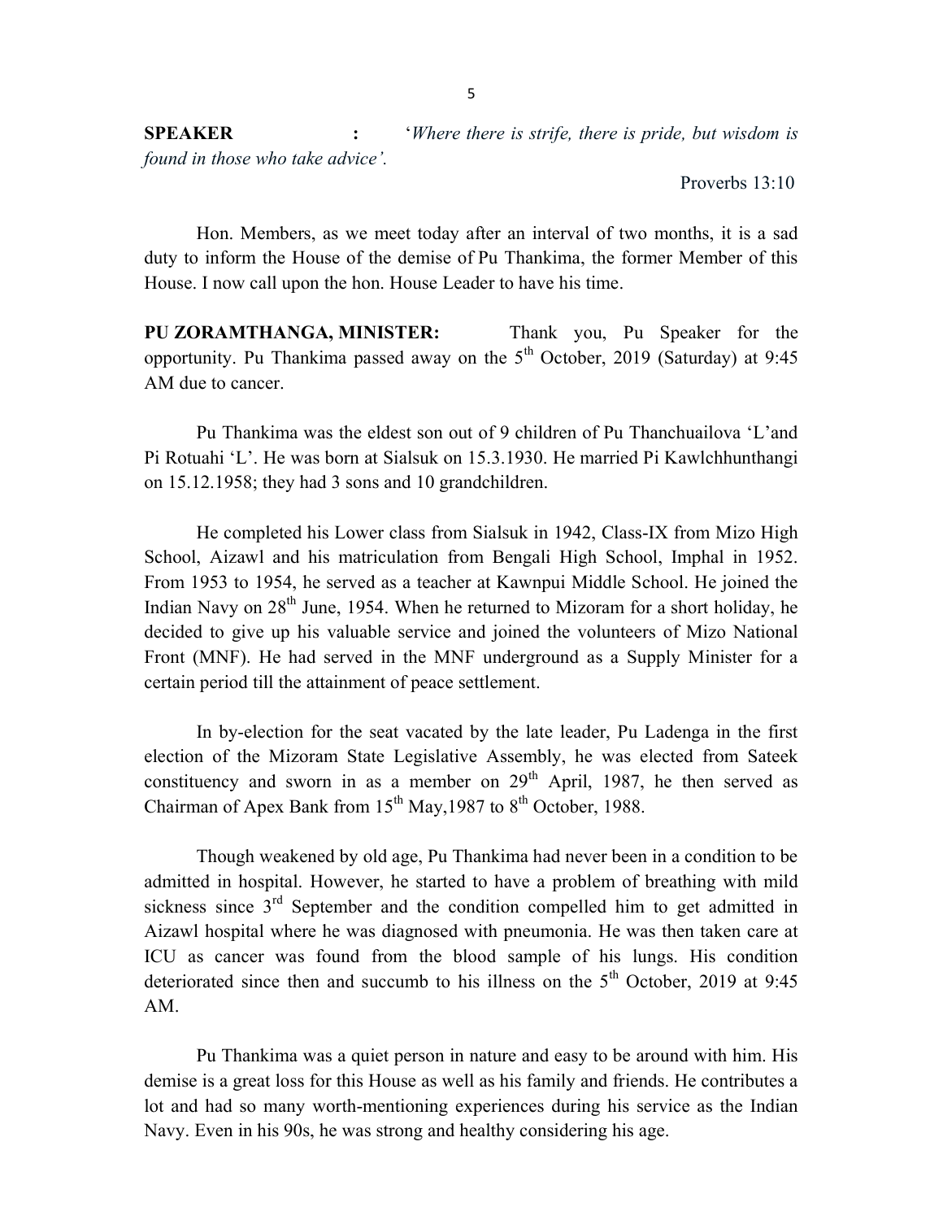**SPEAKER :** '*Where there is strife, there is pride, but wisdom is found in those who take advice'.*

Proverbs 13:10

Hon. Members, as we meet today after an interval of two months, it is a sad duty to inform the House of the demise of Pu Thankima, the former Member of this House. I now call upon the hon. House Leader to have his time.

**PU ZORAMTHANGA, MINISTER:** Thank you, Pu Speaker for the opportunity. Pu Thankima passed away on the 5th October, 2019 (Saturday) at 9:45 AM due to cancer.

Pu Thankima was the eldest son out of 9 children of Pu Thanchuailova 'L'and Pi Rotuahi 'L'. He was born at Sialsuk on 15.3.1930. He married Pi Kawlchhunthangi on 15.12.1958; they had 3 sons and 10 grandchildren.

He completed his Lower class from Sialsuk in 1942, Class-IX from Mizo High School, Aizawl and his matriculation from Bengali High School, Imphal in 1952. From 1953 to 1954, he served as a teacher at Kawnpui Middle School. He joined the Indian Navy on 28th June, 1954. When he returned to Mizoram for a short holiday, he decided to give up his valuable service and joined the volunteers of Mizo National Front (MNF). He had served in the MNF underground as a Supply Minister for a certain period till the attainment of peace settlement.

In by-election for the seat vacated by the late leader, Pu Ladenga in the first election of the Mizoram State Legislative Assembly, he was elected from Sateek constituency and sworn in as a member on 29th April, 1987, he then served as Chairman of Apex Bank from 15th May,1987 to 8th October, 1988.

Though weakened by old age, Pu Thankima had never been in a condition to be admitted in hospital. However, he started to have a problem of breathing with mild sickness since 3rd September and the condition compelled him to get admitted in Aizawl hospital where he was diagnosed with pneumonia. He was then taken care at ICU as cancer was found from the blood sample of his lungs. His condition deteriorated since then and succumb to his illness on the 5th October, 2019 at 9:45 AM.

Pu Thankima was a quiet person in nature and easy to be around with him. His demise is a great loss for this House as well as his family and friends. He contributes a lot and had so many worth-mentioning experiences during his service as the Indian Navy. Even in his 90s, he was strong and healthy considering his age.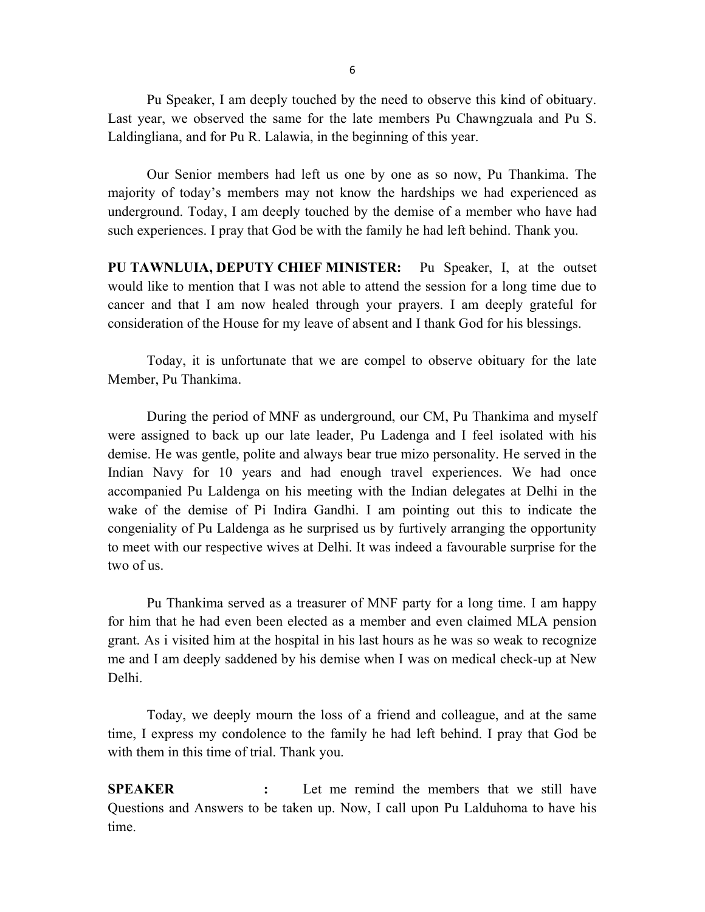Pu Speaker, I am deeply touched by the need to observe this kind of obituary. Last year, we observed the same for the late members Pu Chawngzuala and Pu S. Laldingliana, and for Pu R. Lalawia, in the beginning of this year.

Our Senior members had left us one by one as so now, Pu Thankima. The majority of today's members may not know the hardships we had experienced as underground. Today, I am deeply touched by the demise of a member who have had such experiences. I pray that God be with the family he had left behind. Thank you.

**PU TAWNLUIA, DEPUTY CHIEF MINISTER:** Pu Speaker, I, at the outset would like to mention that I was not able to attend the session for a long time due to cancer and that I am now healed through your prayers. I am deeply grateful for consideration of the House for my leave of absent and I thank God for his blessings.

Today, it is unfortunate that we are compel to observe obituary for the late Member, Pu Thankima.

During the period of MNF as underground, our CM, Pu Thankima and myself were assigned to back up our late leader, Pu Ladenga and I feel isolated with his demise. He was gentle, polite and always bear true mizo personality. He served in the Indian Navy for 10 years and had enough travel experiences. We had once accompanied Pu Laldenga on his meeting with the Indian delegates at Delhi in the wake of the demise of Pi Indira Gandhi. I am pointing out this to indicate the congeniality of Pu Laldenga as he surprised us by furtively arranging the opportunity to meet with our respective wives at Delhi. It was indeed a favourable surprise for the two of us.

Pu Thankima served as a treasurer of MNF party for a long time. I am happy for him that he had even been elected as a member and even claimed MLA pension grant. As i visited him at the hospital in his last hours as he was so weak to recognize me and I am deeply saddened by his demise when I was on medical check-up at New Delhi.

Today, we deeply mourn the loss of a friend and colleague, and at the same time, I express my condolence to the family he had left behind. I pray that God be with them in this time of trial. Thank you.

**SPEAKER :** Let me remind the members that we still have Questions and Answers to be taken up. Now, I call upon Pu Lalduhoma to have his time.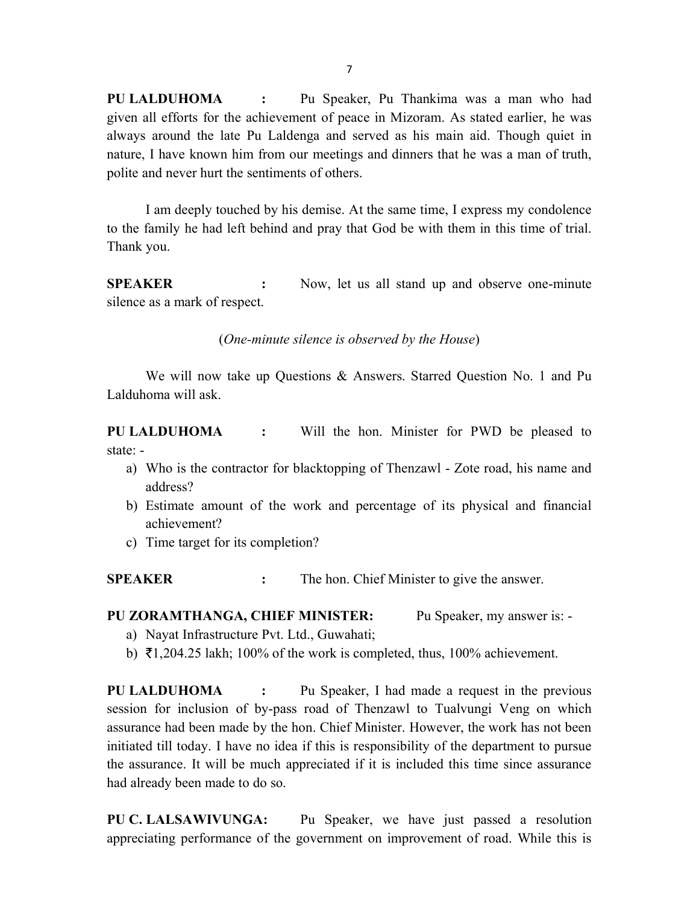**PU LALDUHOMA :** Pu Speaker, Pu Thankima was a man who had given all efforts for the achievement of peace in Mizoram. As stated earlier, he was always around the late Pu Laldenga and served as his main aid. Though quiet in nature, I have known him from our meetings and dinners that he was a man of truth, polite and never hurt the sentiments of others.

I am deeply touched by his demise. At the same time, I express my condolence to the family he had left behind and pray that God be with them in this time of trial. Thank you.

**SPEAKER :** Now, let us all stand up and observe one-minute silence as a mark of respect.

(*One-minute silence is observed by the House*)

We will now take up Questions & Answers. Starred Question No. 1 and Pu Lalduhoma will ask.

**PU LALDUHOMA :** Will the hon. Minister for PWD be pleased to state: -

a) Who is the contractor for blacktopping of Thenzawl - Zote road, his name and address?
b) Estimate amount of the work and percentage of its physical and financial achievement?
c) Time target for its completion?

**SPEAKER :** The hon. Chief Minister to give the answer.

**PU ZORAMTHANGA, CHIEF MINISTER:** Pu Speaker, my answer is: -

a) Nayat Infrastructure Pvt. Ltd., Guwahati;
b) ₹1,204.25 lakh; 100% of the work is completed, thus, 100% achievement.

**PU LALDUHOMA :** Pu Speaker, I had made a request in the previous session for inclusion of by-pass road of Thenzawl to Tualvungi Veng on which assurance had been made by the hon. Chief Minister. However, the work has not been initiated till today. I have no idea if this is responsibility of the department to pursue the assurance. It will be much appreciated if it is included this time since assurance had already been made to do so.

**PU C. LALSAWIVUNGA:** Pu Speaker, we have just passed a resolution appreciating performance of the government on improvement of road. While this is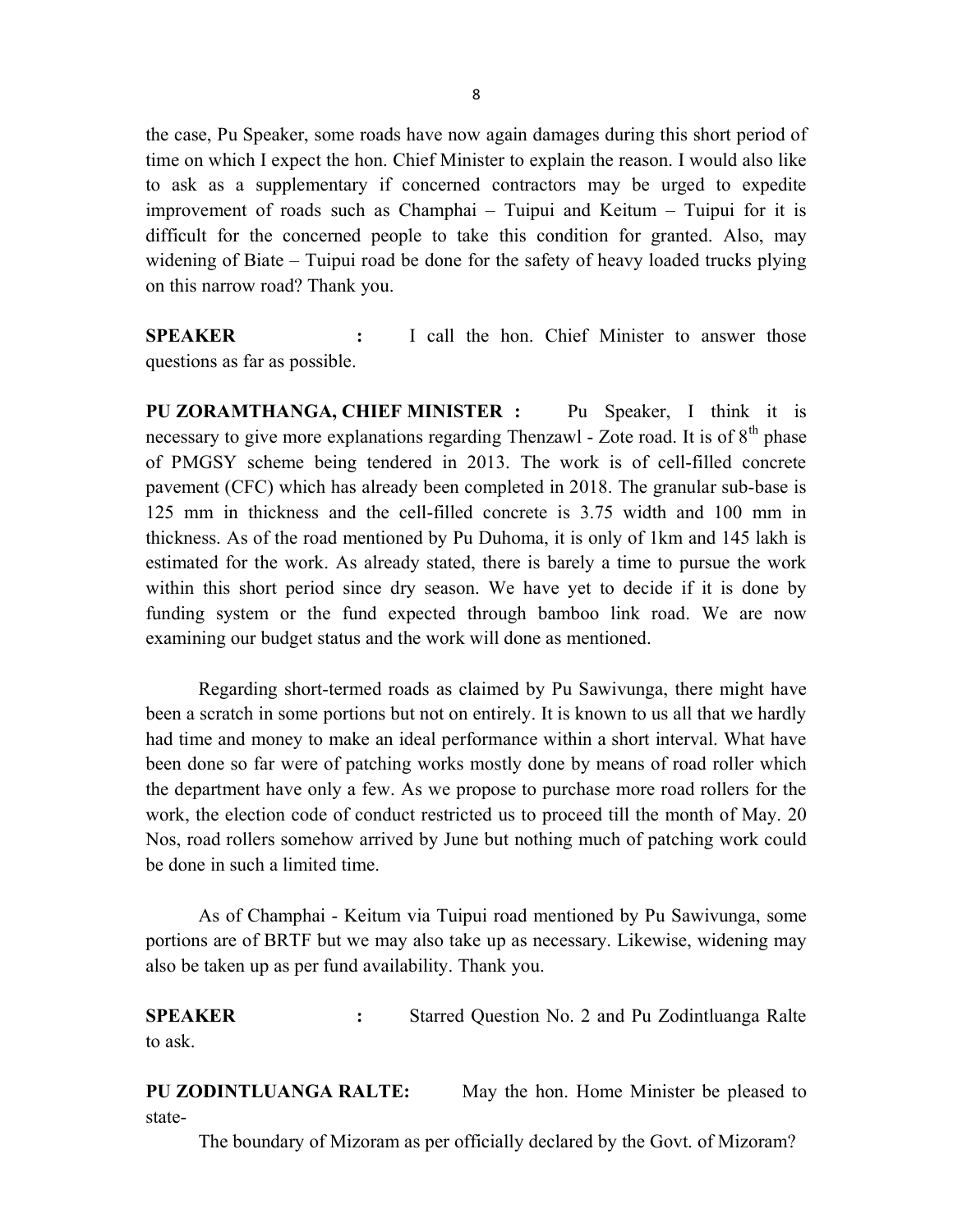the case, Pu Speaker, some roads have now again damages during this short period of time on which I expect the hon. Chief Minister to explain the reason. I would also like to ask as a supplementary if concerned contractors may be urged to expedite improvement of roads such as Champhai – Tuipui and Keitum – Tuipui for it is difficult for the concerned people to take this condition for granted. Also, may widening of Biate – Tuipui road be done for the safety of heavy loaded trucks plying on this narrow road? Thank you.

**SPEAKER :** I call the hon. Chief Minister to answer those questions as far as possible.

**PU ZORAMTHANGA, CHIEF MINISTER :** Pu Speaker, I think it is necessary to give more explanations regarding Thenzawl - Zote road. It is of 8th phase of PMGSY scheme being tendered in 2013. The work is of cell-filled concrete pavement (CFC) which has already been completed in 2018. The granular sub-base is 125 mm in thickness and the cell-filled concrete is 3.75 width and 100 mm in thickness. As of the road mentioned by Pu Duhoma, it is only of 1km and 145 lakh is estimated for the work. As already stated, there is barely a time to pursue the work within this short period since dry season. We have yet to decide if it is done by funding system or the fund expected through bamboo link road. We are now examining our budget status and the work will done as mentioned.

Regarding short-termed roads as claimed by Pu Sawivunga, there might have been a scratch in some portions but not on entirely. It is known to us all that we hardly had time and money to make an ideal performance within a short interval. What have been done so far were of patching works mostly done by means of road roller which the department have only a few. As we propose to purchase more road rollers for the work, the election code of conduct restricted us to proceed till the month of May. 20 Nos, road rollers somehow arrived by June but nothing much of patching work could be done in such a limited time.

As of Champhai - Keitum via Tuipui road mentioned by Pu Sawivunga, some portions are of BRTF but we may also take up as necessary. Likewise, widening may also be taken up as per fund availability. Thank you.

**SPEAKER :** Starred Question No. 2 and Pu Zodintluanga Ralte to ask.

**PU ZODINTLUANGA RALTE:** May the hon. Home Minister be pleased to state-

The boundary of Mizoram as per officially declared by the Govt. of Mizoram?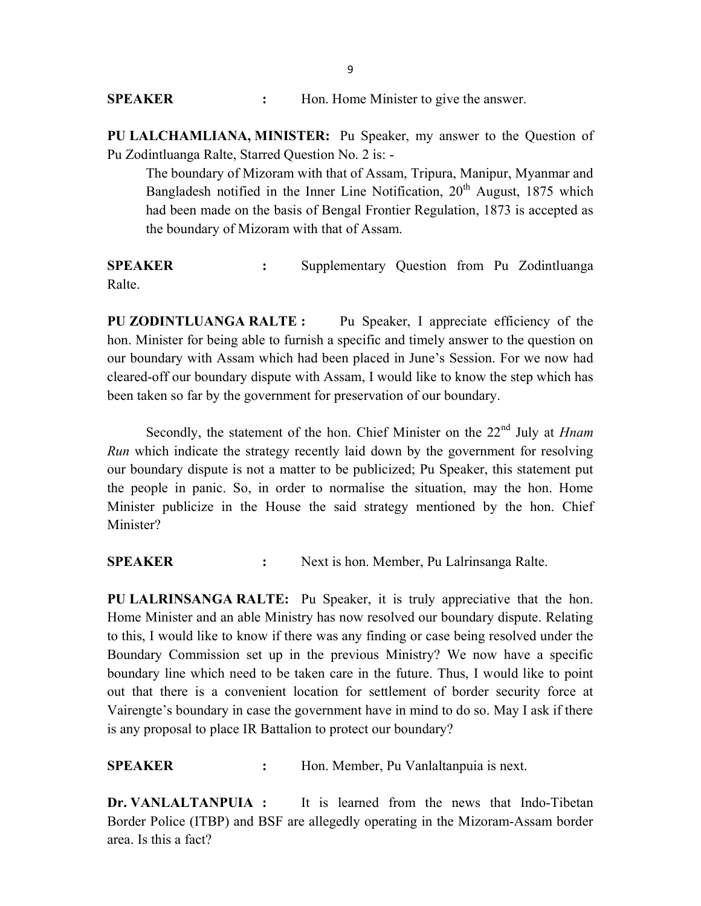**SPEAKER :** Hon. Home Minister to give the answer.

**PU LALCHAMLIANA, MINISTER:** Pu Speaker, my answer to the Question of Pu Zodintluanga Ralte, Starred Question No. 2 is: -

> The boundary of Mizoram with that of Assam, Tripura, Manipur, Myanmar and Bangladesh notified in the Inner Line Notification, 20th August, 1875 which had been made on the basis of Bengal Frontier Regulation, 1873 is accepted as the boundary of Mizoram with that of Assam.

**SPEAKER :** Supplementary Question from Pu Zodintluanga Ralte.

**PU ZODINTLUANGA RALTE :** Pu Speaker, I appreciate efficiency of the hon. Minister for being able to furnish a specific and timely answer to the question on our boundary with Assam which had been placed in June's Session. For we now had cleared-off our boundary dispute with Assam, I would like to know the step which has been taken so far by the government for preservation of our boundary.

Secondly, the statement of the hon. Chief Minister on the 22nd July at *Hnam Run* which indicate the strategy recently laid down by the government for resolving our boundary dispute is not a matter to be publicized; Pu Speaker, this statement put the people in panic. So, in order to normalise the situation, may the hon. Home Minister publicize in the House the said strategy mentioned by the hon. Chief Minister?

**SPEAKER :** Next is hon. Member, Pu Lalrinsanga Ralte.

**PU LALRINSANGA RALTE:** Pu Speaker, it is truly appreciative that the hon. Home Minister and an able Ministry has now resolved our boundary dispute. Relating to this, I would like to know if there was any finding or case being resolved under the Boundary Commission set up in the previous Ministry? We now have a specific boundary line which need to be taken care in the future. Thus, I would like to point out that there is a convenient location for settlement of border security force at Vairengte's boundary in case the government have in mind to do so. May I ask if there is any proposal to place IR Battalion to protect our boundary?

**SPEAKER :** Hon. Member, Pu Vanlaltanpuia is next.

**Dr. VANLALTANPUIA :** It is learned from the news that Indo-Tibetan Border Police (ITBP) and BSF are allegedly operating in the Mizoram-Assam border area. Is this a fact?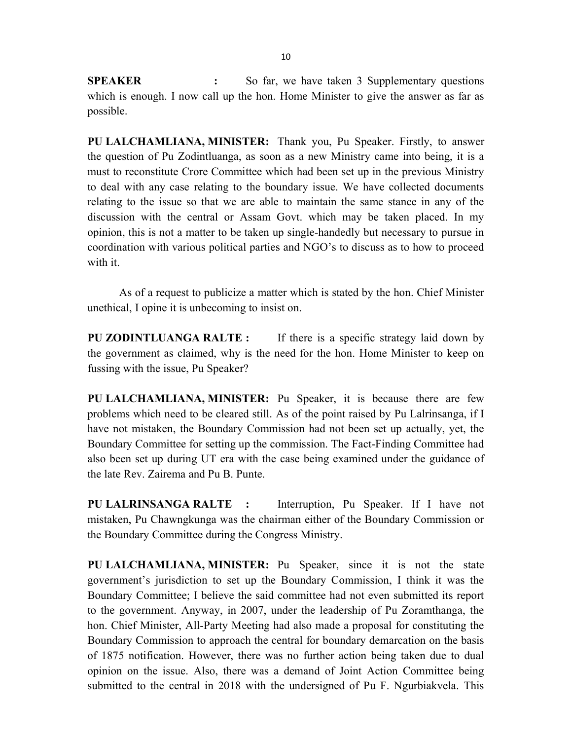**SPEAKER :** So far, we have taken 3 Supplementary questions which is enough. I now call up the hon. Home Minister to give the answer as far as possible.

**PU LALCHAMLIANA, MINISTER:** Thank you, Pu Speaker. Firstly, to answer the question of Pu Zodintluanga, as soon as a new Ministry came into being, it is a must to reconstitute Crore Committee which had been set up in the previous Ministry to deal with any case relating to the boundary issue. We have collected documents relating to the issue so that we are able to maintain the same stance in any of the discussion with the central or Assam Govt. which may be taken placed. In my opinion, this is not a matter to be taken up single-handedly but necessary to pursue in coordination with various political parties and NGO's to discuss as to how to proceed with it.

As of a request to publicize a matter which is stated by the hon. Chief Minister unethical, I opine it is unbecoming to insist on.

**PU ZODINTLUANGA RALTE :** If there is a specific strategy laid down by the government as claimed, why is the need for the hon. Home Minister to keep on fussing with the issue, Pu Speaker?

**PU LALCHAMLIANA, MINISTER:** Pu Speaker, it is because there are few problems which need to be cleared still. As of the point raised by Pu Lalrinsanga, if I have not mistaken, the Boundary Commission had not been set up actually, yet, the Boundary Committee for setting up the commission. The Fact-Finding Committee had also been set up during UT era with the case being examined under the guidance of the late Rev. Zairema and Pu B. Punte.

**PU LALRINSANGA RALTE :** Interruption, Pu Speaker. If I have not mistaken, Pu Chawngkunga was the chairman either of the Boundary Commission or the Boundary Committee during the Congress Ministry.

**PU LALCHAMLIANA, MINISTER:** Pu Speaker, since it is not the state government's jurisdiction to set up the Boundary Commission, I think it was the Boundary Committee; I believe the said committee had not even submitted its report to the government. Anyway, in 2007, under the leadership of Pu Zoramthanga, the hon. Chief Minister, All-Party Meeting had also made a proposal for constituting the Boundary Commission to approach the central for boundary demarcation on the basis of 1875 notification. However, there was no further action being taken due to dual opinion on the issue. Also, there was a demand of Joint Action Committee being submitted to the central in 2018 with the undersigned of Pu F. Ngurbiakvela. This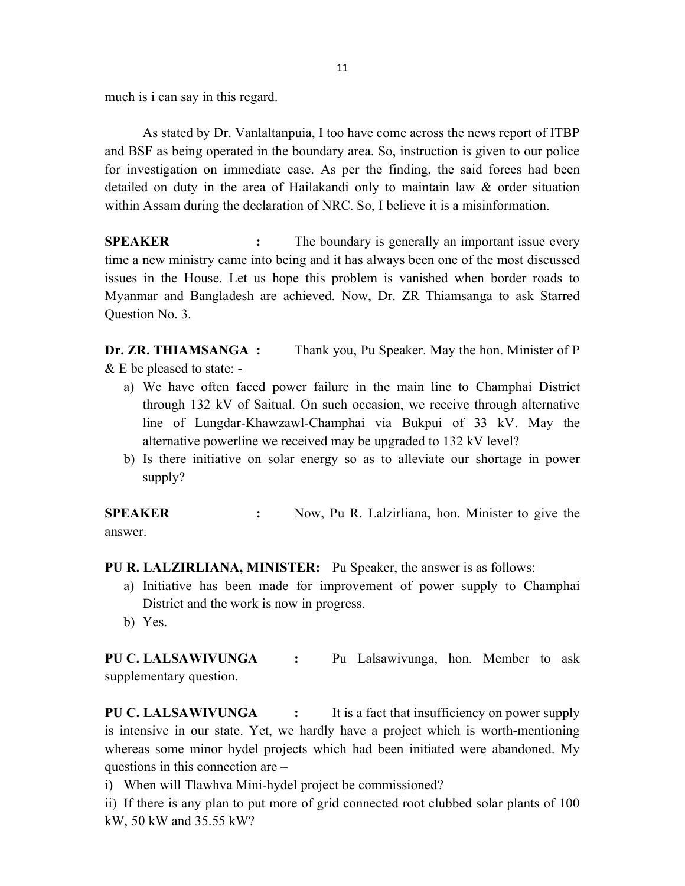much is i can say in this regard.

As stated by Dr. Vanlaltanpuia, I too have come across the news report of ITBP and BSF as being operated in the boundary area. So, instruction is given to our police for investigation on immediate case. As per the finding, the said forces had been detailed on duty in the area of Hailakandi only to maintain law & order situation within Assam during the declaration of NRC. So, I believe it is a misinformation.

**SPEAKER :** The boundary is generally an important issue every time a new ministry came into being and it has always been one of the most discussed issues in the House. Let us hope this problem is vanished when border roads to Myanmar and Bangladesh are achieved. Now, Dr. ZR Thiamsanga to ask Starred Question No. 3.

**Dr. ZR. THIAMSANGA :** Thank you, Pu Speaker. May the hon. Minister of P & E be pleased to state: -

a) We have often faced power failure in the main line to Champhai District through 132 kV of Saitual. On such occasion, we receive through alternative line of Lungdar-Khawzawl-Champhai via Bukpui of 33 kV. May the alternative powerline we received may be upgraded to 132 kV level?
b) Is there initiative on solar energy so as to alleviate our shortage in power supply?

**SPEAKER :** Now, Pu R. Lalzirliana, hon. Minister to give the answer.

**PU R. LALZIRLIANA, MINISTER:** Pu Speaker, the answer is as follows:

a) Initiative has been made for improvement of power supply to Champhai District and the work is now in progress.
b) Yes.

**PU C. LALSAWIVUNGA :** Pu Lalsawivunga, hon. Member to ask supplementary question.

**PU C. LALSAWIVUNGA :** It is a fact that insufficiency on power supply is intensive in our state. Yet, we hardly have a project which is worth-mentioning whereas some minor hydel projects which had been initiated were abandoned. My questions in this connection are –

i) When will Tlawhva Mini-hydel project be commissioned?

ii) If there is any plan to put more of grid connected root clubbed solar plants of 100 kW, 50 kW and 35.55 kW?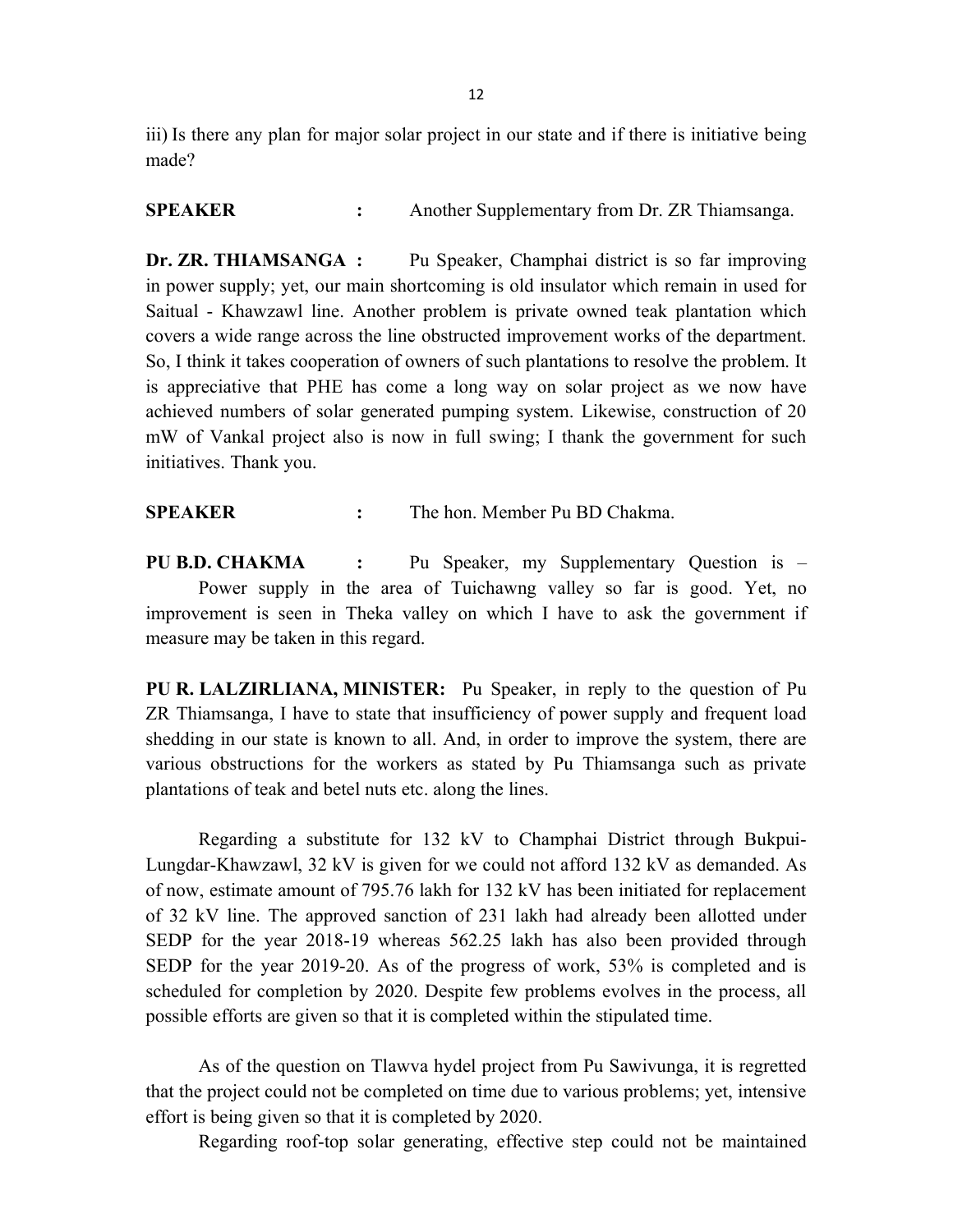iii) Is there any plan for major solar project in our state and if there is initiative being made?

**SPEAKER** : Another Supplementary from Dr. ZR Thiamsanga.

**Dr. ZR. THIAMSANGA :** Pu Speaker, Champhai district is so far improving in power supply; yet, our main shortcoming is old insulator which remain in used for Saitual - Khawzawl line. Another problem is private owned teak plantation which covers a wide range across the line obstructed improvement works of the department. So, I think it takes cooperation of owners of such plantations to resolve the problem. It is appreciative that PHE has come a long way on solar project as we now have achieved numbers of solar generated pumping system. Likewise, construction of 20 mW of Vankal project also is now in full swing; I thank the government for such initiatives. Thank you.

**SPEAKER** : The hon. Member Pu BD Chakma.

**PU B.D. CHAKMA** : Pu Speaker, my Supplementary Question is – Power supply in the area of Tuichawng valley so far is good. Yet, no improvement is seen in Theka valley on which I have to ask the government if measure may be taken in this regard.

**PU R. LALZIRLIANA, MINISTER:** Pu Speaker, in reply to the question of Pu ZR Thiamsanga, I have to state that insufficiency of power supply and frequent load shedding in our state is known to all. And, in order to improve the system, there are various obstructions for the workers as stated by Pu Thiamsanga such as private plantations of teak and betel nuts etc. along the lines.

Regarding a substitute for 132 kV to Champhai District through Bukpui-Lungdar-Khawzawl, 32 kV is given for we could not afford 132 kV as demanded. As of now, estimate amount of 795.76 lakh for 132 kV has been initiated for replacement of 32 kV line. The approved sanction of 231 lakh had already been allotted under SEDP for the year 2018-19 whereas 562.25 lakh has also been provided through SEDP for the year 2019-20. As of the progress of work, 53% is completed and is scheduled for completion by 2020. Despite few problems evolves in the process, all possible efforts are given so that it is completed within the stipulated time.

As of the question on Tlawva hydel project from Pu Sawivunga, it is regretted that the project could not be completed on time due to various problems; yet, intensive effort is being given so that it is completed by 2020.

Regarding roof-top solar generating, effective step could not be maintained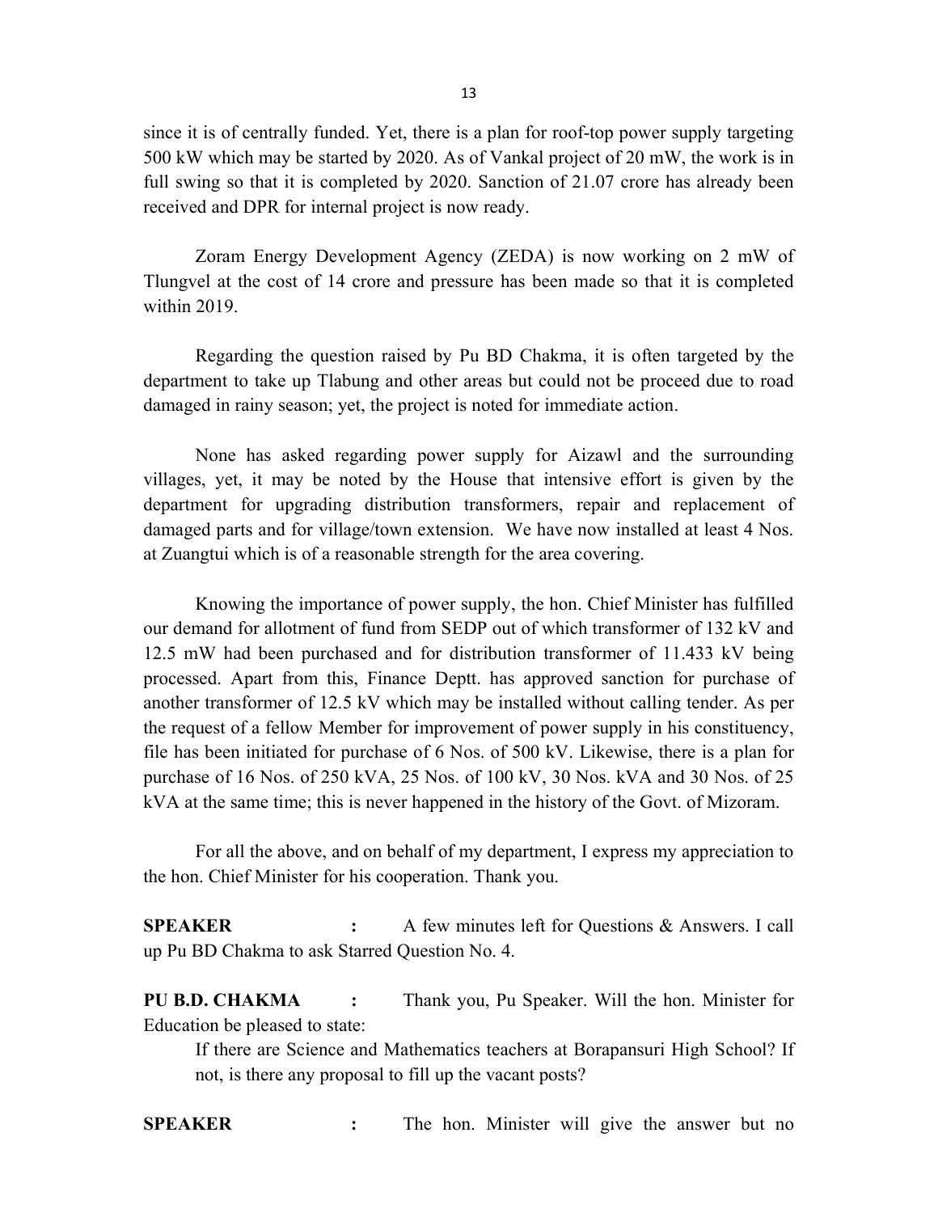since it is of centrally funded. Yet, there is a plan for roof-top power supply targeting 500 kW which may be started by 2020. As of Vankal project of 20 mW, the work is in full swing so that it is completed by 2020. Sanction of 21.07 crore has already been received and DPR for internal project is now ready.

Zoram Energy Development Agency (ZEDA) is now working on 2 mW of Tlungvel at the cost of 14 crore and pressure has been made so that it is completed within 2019.

Regarding the question raised by Pu BD Chakma, it is often targeted by the department to take up Tlabung and other areas but could not be proceed due to road damaged in rainy season; yet, the project is noted for immediate action.

None has asked regarding power supply for Aizawl and the surrounding villages, yet, it may be noted by the House that intensive effort is given by the department for upgrading distribution transformers, repair and replacement of damaged parts and for village/town extension. We have now installed at least 4 Nos. at Zuangtui which is of a reasonable strength for the area covering.

Knowing the importance of power supply, the hon. Chief Minister has fulfilled our demand for allotment of fund from SEDP out of which transformer of 132 kV and 12.5 mW had been purchased and for distribution transformer of 11.433 kV being processed. Apart from this, Finance Deptt. has approved sanction for purchase of another transformer of 12.5 kV which may be installed without calling tender. As per the request of a fellow Member for improvement of power supply in his constituency, file has been initiated for purchase of 6 Nos. of 500 kV. Likewise, there is a plan for purchase of 16 Nos. of 250 kVA, 25 Nos. of 100 kV, 30 Nos. kVA and 30 Nos. of 25 kVA at the same time; this is never happened in the history of the Govt. of Mizoram.

For all the above, and on behalf of my department, I express my appreciation to the hon. Chief Minister for his cooperation. Thank you.

**SPEAKER** **:** A few minutes left for Questions & Answers. I call up Pu BD Chakma to ask Starred Question No. 4.

**PU B.D. CHAKMA** **:** Thank you, Pu Speaker. Will the hon. Minister for Education be pleased to state:

If there are Science and Mathematics teachers at Borapansuri High School? If not, is there any proposal to fill up the vacant posts?

**SPEAKER** **:** The hon. Minister will give the answer but no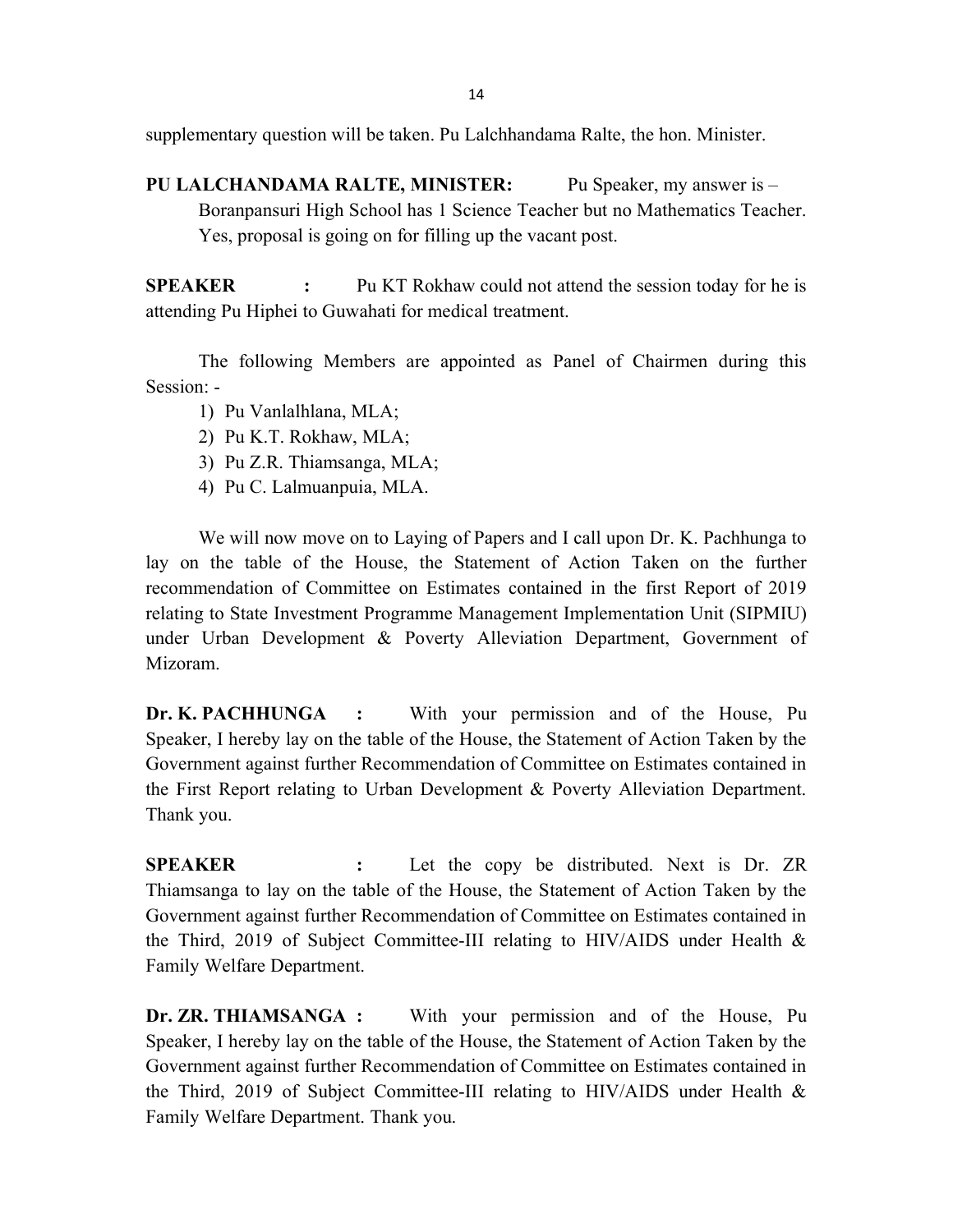supplementary question will be taken. Pu Lalchhandama Ralte, the hon. Minister.

**PU LALCHANDAMA RALTE, MINISTER:** Pu Speaker, my answer is –
Boranpansuri High School has 1 Science Teacher but no Mathematics Teacher. Yes, proposal is going on for filling up the vacant post.

**SPEAKER :** Pu KT Rokhaw could not attend the session today for he is attending Pu Hiphei to Guwahati for medical treatment.

The following Members are appointed as Panel of Chairmen during this Session: -

1) Pu Vanlalhlana, MLA;
2) Pu K.T. Rokhaw, MLA;
3) Pu Z.R. Thiamsanga, MLA;
4) Pu C. Lalmuanpuia, MLA.

We will now move on to Laying of Papers and I call upon Dr. K. Pachhunga to lay on the table of the House, the Statement of Action Taken on the further recommendation of Committee on Estimates contained in the first Report of 2019 relating to State Investment Programme Management Implementation Unit (SIPMIU) under Urban Development & Poverty Alleviation Department, Government of Mizoram.

**Dr. K. PACHHUNGA :** With your permission and of the House, Pu Speaker, I hereby lay on the table of the House, the Statement of Action Taken by the Government against further Recommendation of Committee on Estimates contained in the First Report relating to Urban Development & Poverty Alleviation Department. Thank you.

**SPEAKER :** Let the copy be distributed. Next is Dr. ZR Thiamsanga to lay on the table of the House, the Statement of Action Taken by the Government against further Recommendation of Committee on Estimates contained in the Third, 2019 of Subject Committee-III relating to HIV/AIDS under Health & Family Welfare Department.

**Dr. ZR. THIAMSANGA :** With your permission and of the House, Pu Speaker, I hereby lay on the table of the House, the Statement of Action Taken by the Government against further Recommendation of Committee on Estimates contained in the Third, 2019 of Subject Committee-III relating to HIV/AIDS under Health & Family Welfare Department. Thank you.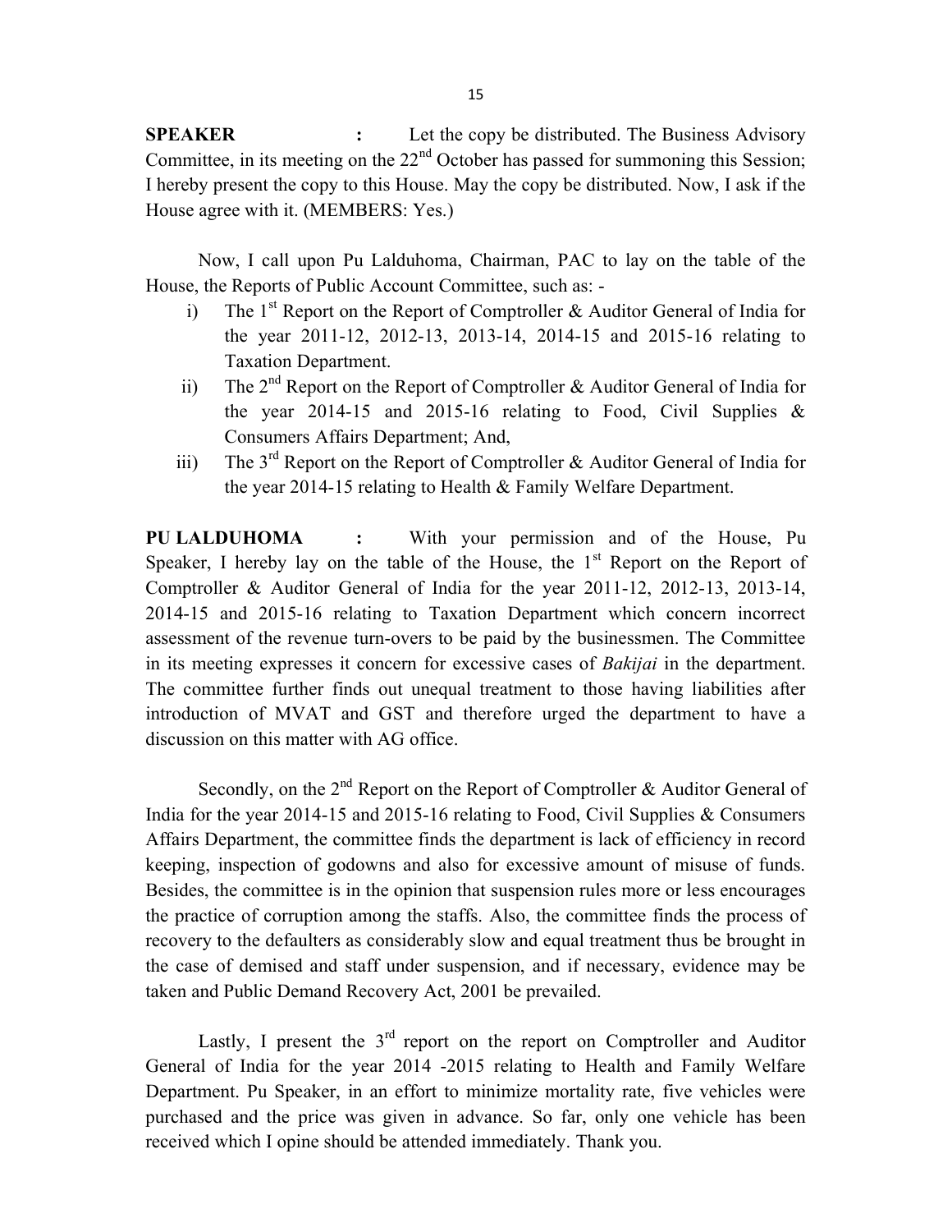**SPEAKER :** Let the copy be distributed. The Business Advisory Committee, in its meeting on the 22nd October has passed for summoning this Session; I hereby present the copy to this House. May the copy be distributed. Now, I ask if the House agree with it. (MEMBERS: Yes.)

Now, I call upon Pu Lalduhoma, Chairman, PAC to lay on the table of the House, the Reports of Public Account Committee, such as: -

i) The 1st Report on the Report of Comptroller & Auditor General of India for the year 2011-12, 2012-13, 2013-14, 2014-15 and 2015-16 relating to Taxation Department.

ii) The 2nd Report on the Report of Comptroller & Auditor General of India for the year 2014-15 and 2015-16 relating to Food, Civil Supplies & Consumers Affairs Department; And,

iii) The 3rd Report on the Report of Comptroller & Auditor General of India for the year 2014-15 relating to Health & Family Welfare Department.

**PU LALDUHOMA :** With your permission and of the House, Pu Speaker, I hereby lay on the table of the House, the 1st Report on the Report of Comptroller & Auditor General of India for the year 2011-12, 2012-13, 2013-14, 2014-15 and 2015-16 relating to Taxation Department which concern incorrect assessment of the revenue turn-overs to be paid by the businessmen. The Committee in its meeting expresses it concern for excessive cases of *Bakijai* in the department. The committee further finds out unequal treatment to those having liabilities after introduction of MVAT and GST and therefore urged the department to have a discussion on this matter with AG office.

Secondly, on the 2nd Report on the Report of Comptroller & Auditor General of India for the year 2014-15 and 2015-16 relating to Food, Civil Supplies & Consumers Affairs Department, the committee finds the department is lack of efficiency in record keeping, inspection of godowns and also for excessive amount of misuse of funds. Besides, the committee is in the opinion that suspension rules more or less encourages the practice of corruption among the staffs. Also, the committee finds the process of recovery to the defaulters as considerably slow and equal treatment thus be brought in the case of demised and staff under suspension, and if necessary, evidence may be taken and Public Demand Recovery Act, 2001 be prevailed.

Lastly, I present the 3rd report on the report on Comptroller and Auditor General of India for the year 2014 -2015 relating to Health and Family Welfare Department. Pu Speaker, in an effort to minimize mortality rate, five vehicles were purchased and the price was given in advance. So far, only one vehicle has been received which I opine should be attended immediately. Thank you.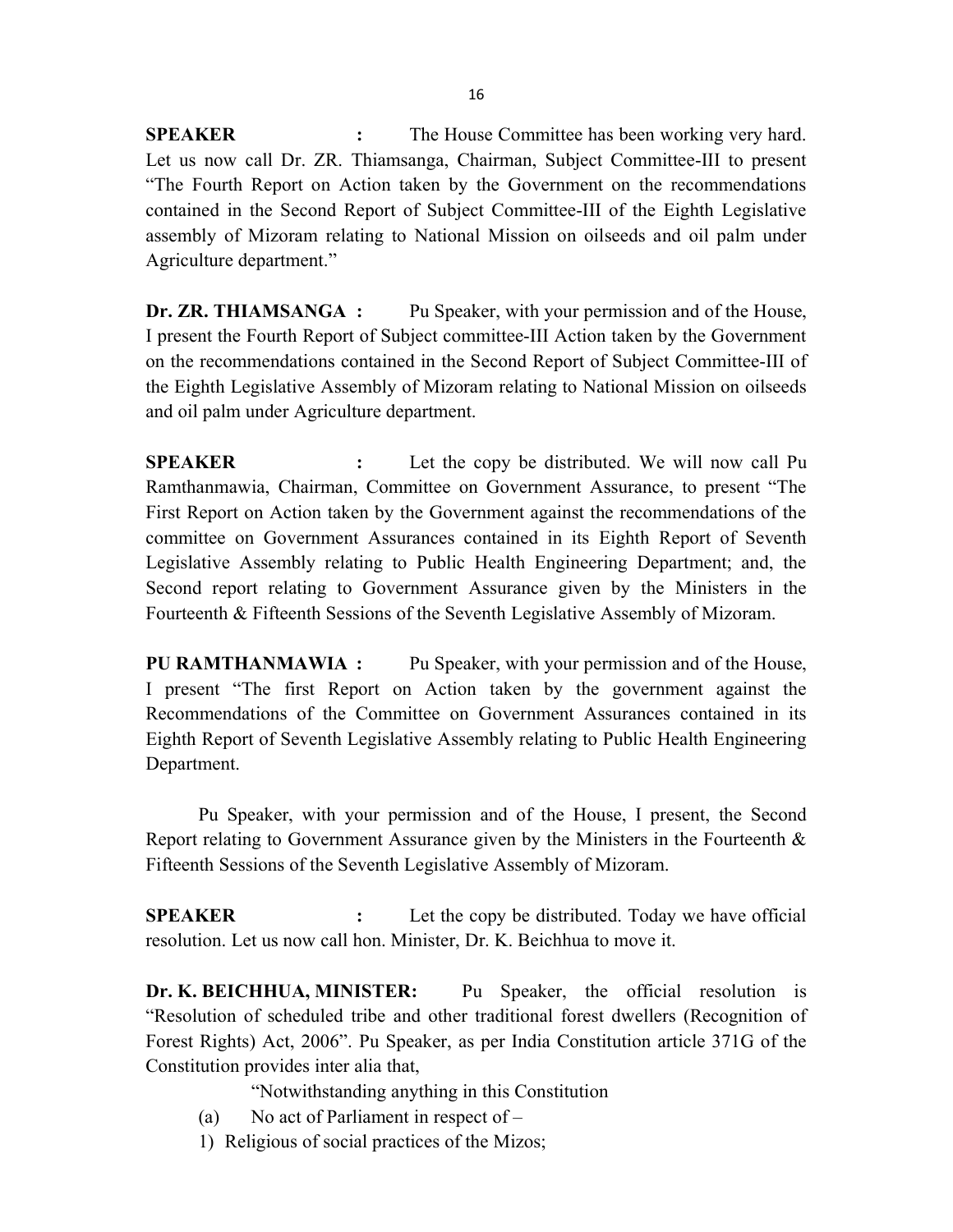**SPEAKER :** The House Committee has been working very hard. Let us now call Dr. ZR. Thiamsanga, Chairman, Subject Committee-III to present "The Fourth Report on Action taken by the Government on the recommendations contained in the Second Report of Subject Committee-III of the Eighth Legislative assembly of Mizoram relating to National Mission on oilseeds and oil palm under Agriculture department."

**Dr. ZR. THIAMSANGA :** Pu Speaker, with your permission and of the House, I present the Fourth Report of Subject committee-III Action taken by the Government on the recommendations contained in the Second Report of Subject Committee-III of the Eighth Legislative Assembly of Mizoram relating to National Mission on oilseeds and oil palm under Agriculture department.

**SPEAKER :** Let the copy be distributed. We will now call Pu Ramthanmawia, Chairman, Committee on Government Assurance, to present "The First Report on Action taken by the Government against the recommendations of the committee on Government Assurances contained in its Eighth Report of Seventh Legislative Assembly relating to Public Health Engineering Department; and, the Second report relating to Government Assurance given by the Ministers in the Fourteenth & Fifteenth Sessions of the Seventh Legislative Assembly of Mizoram.

**PU RAMTHANMAWIA :** Pu Speaker, with your permission and of the House, I present "The first Report on Action taken by the government against the Recommendations of the Committee on Government Assurances contained in its Eighth Report of Seventh Legislative Assembly relating to Public Health Engineering Department.

Pu Speaker, with your permission and of the House, I present, the Second Report relating to Government Assurance given by the Ministers in the Fourteenth & Fifteenth Sessions of the Seventh Legislative Assembly of Mizoram.

**SPEAKER :** Let the copy be distributed. Today we have official resolution. Let us now call hon. Minister, Dr. K. Beichhua to move it.

**Dr. K. BEICHHUA, MINISTER:** Pu Speaker, the official resolution is "Resolution of scheduled tribe and other traditional forest dwellers (Recognition of Forest Rights) Act, 2006". Pu Speaker, as per India Constitution article 371G of the Constitution provides inter alia that,

"Notwithstanding anything in this Constitution

(a) No act of Parliament in respect of –

1) Religious of social practices of the Mizos;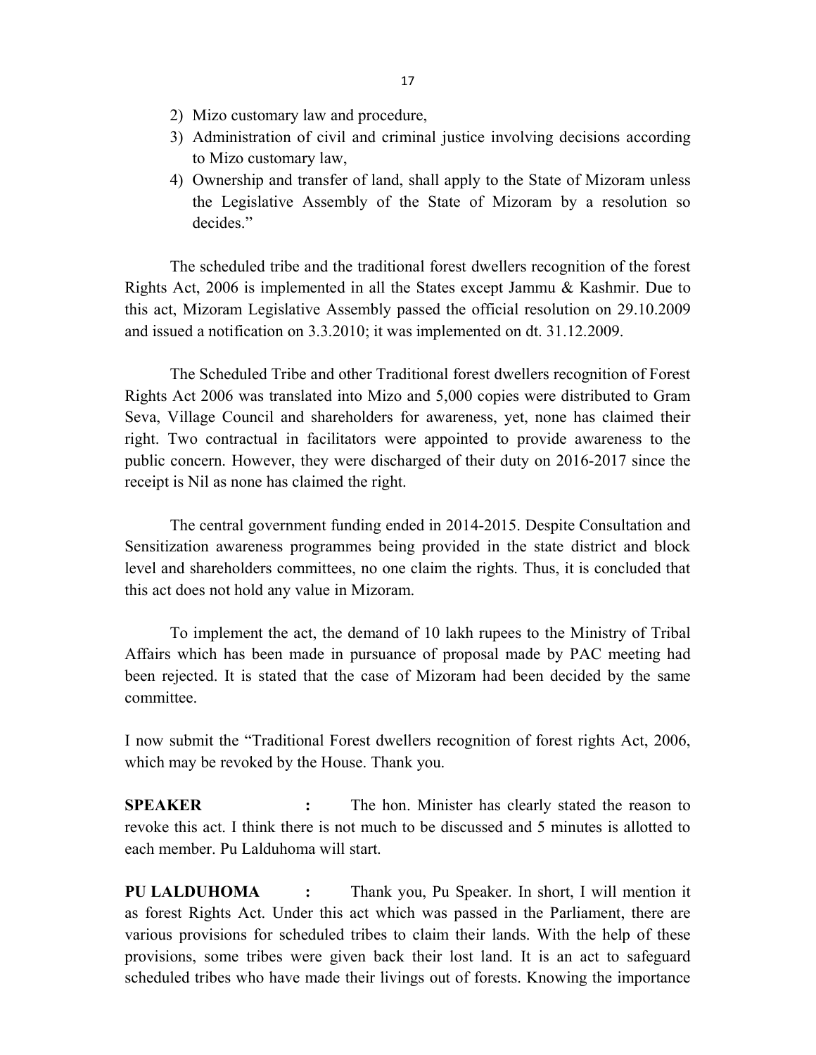2) Mizo customary law and procedure,
3) Administration of civil and criminal justice involving decisions according to Mizo customary law,
4) Ownership and transfer of land, shall apply to the State of Mizoram unless the Legislative Assembly of the State of Mizoram by a resolution so decides."

The scheduled tribe and the traditional forest dwellers recognition of the forest Rights Act, 2006 is implemented in all the States except Jammu & Kashmir. Due to this act, Mizoram Legislative Assembly passed the official resolution on 29.10.2009 and issued a notification on 3.3.2010; it was implemented on dt. 31.12.2009.

The Scheduled Tribe and other Traditional forest dwellers recognition of Forest Rights Act 2006 was translated into Mizo and 5,000 copies were distributed to Gram Seva, Village Council and shareholders for awareness, yet, none has claimed their right. Two contractual in facilitators were appointed to provide awareness to the public concern. However, they were discharged of their duty on 2016-2017 since the receipt is Nil as none has claimed the right.

The central government funding ended in 2014-2015. Despite Consultation and Sensitization awareness programmes being provided in the state district and block level and shareholders committees, no one claim the rights. Thus, it is concluded that this act does not hold any value in Mizoram.

To implement the act, the demand of 10 lakh rupees to the Ministry of Tribal Affairs which has been made in pursuance of proposal made by PAC meeting had been rejected. It is stated that the case of Mizoram had been decided by the same committee.

I now submit the "Traditional Forest dwellers recognition of forest rights Act, 2006, which may be revoked by the House. Thank you.

**SPEAKER** : The hon. Minister has clearly stated the reason to revoke this act. I think there is not much to be discussed and 5 minutes is allotted to each member. Pu Lalduhoma will start.

**PU LALDUHOMA** : Thank you, Pu Speaker. In short, I will mention it as forest Rights Act. Under this act which was passed in the Parliament, there are various provisions for scheduled tribes to claim their lands. With the help of these provisions, some tribes were given back their lost land. It is an act to safeguard scheduled tribes who have made their livings out of forests. Knowing the importance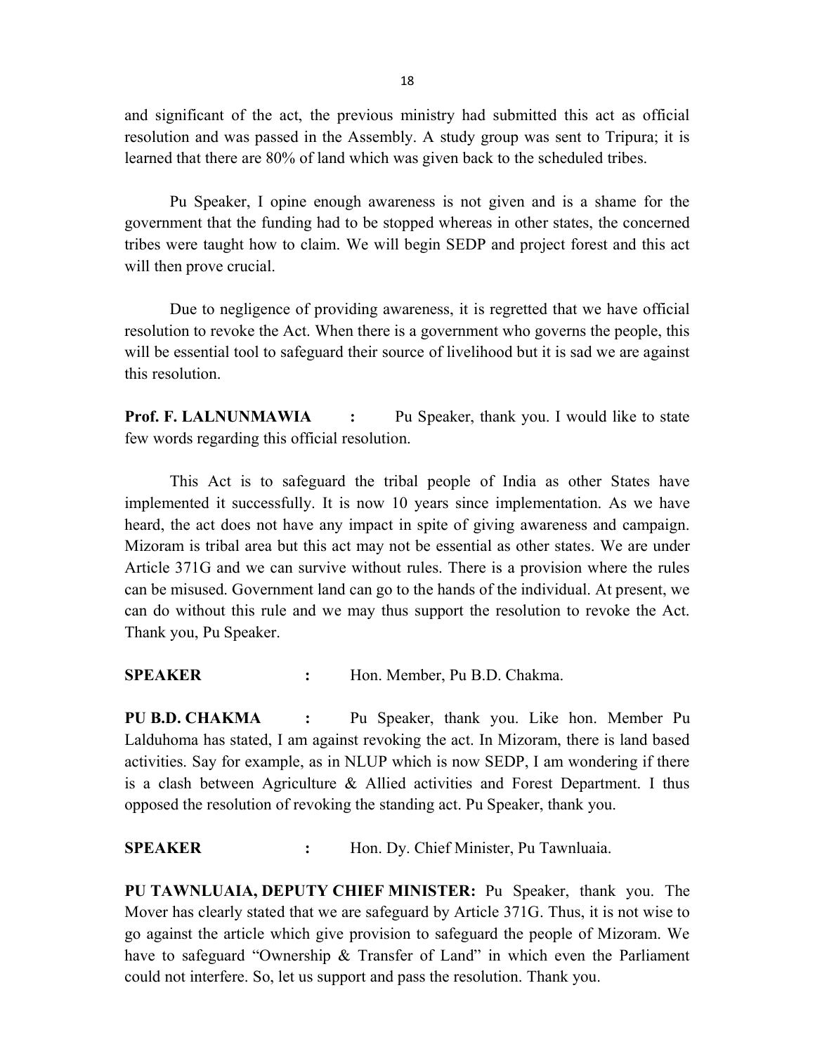and significant of the act, the previous ministry had submitted this act as official resolution and was passed in the Assembly. A study group was sent to Tripura; it is learned that there are 80% of land which was given back to the scheduled tribes.

Pu Speaker, I opine enough awareness is not given and is a shame for the government that the funding had to be stopped whereas in other states, the concerned tribes were taught how to claim. We will begin SEDP and project forest and this act will then prove crucial.

Due to negligence of providing awareness, it is regretted that we have official resolution to revoke the Act. When there is a government who governs the people, this will be essential tool to safeguard their source of livelihood but it is sad we are against this resolution.

**Prof. F. LALNUNMAWIA :** Pu Speaker, thank you. I would like to state few words regarding this official resolution.

This Act is to safeguard the tribal people of India as other States have implemented it successfully. It is now 10 years since implementation. As we have heard, the act does not have any impact in spite of giving awareness and campaign. Mizoram is tribal area but this act may not be essential as other states. We are under Article 371G and we can survive without rules. There is a provision where the rules can be misused. Government land can go to the hands of the individual. At present, we can do without this rule and we may thus support the resolution to revoke the Act. Thank you, Pu Speaker.

**SPEAKER :** Hon. Member, Pu B.D. Chakma.

**PU B.D. CHAKMA :** Pu Speaker, thank you. Like hon. Member Pu Lalduhoma has stated, I am against revoking the act. In Mizoram, there is land based activities. Say for example, as in NLUP which is now SEDP, I am wondering if there is a clash between Agriculture & Allied activities and Forest Department. I thus opposed the resolution of revoking the standing act. Pu Speaker, thank you.

**SPEAKER :** Hon. Dy. Chief Minister, Pu Tawnluaia.

**PU TAWNLUAIA, DEPUTY CHIEF MINISTER:** Pu Speaker, thank you. The Mover has clearly stated that we are safeguard by Article 371G. Thus, it is not wise to go against the article which give provision to safeguard the people of Mizoram. We have to safeguard "Ownership & Transfer of Land" in which even the Parliament could not interfere. So, let us support and pass the resolution. Thank you.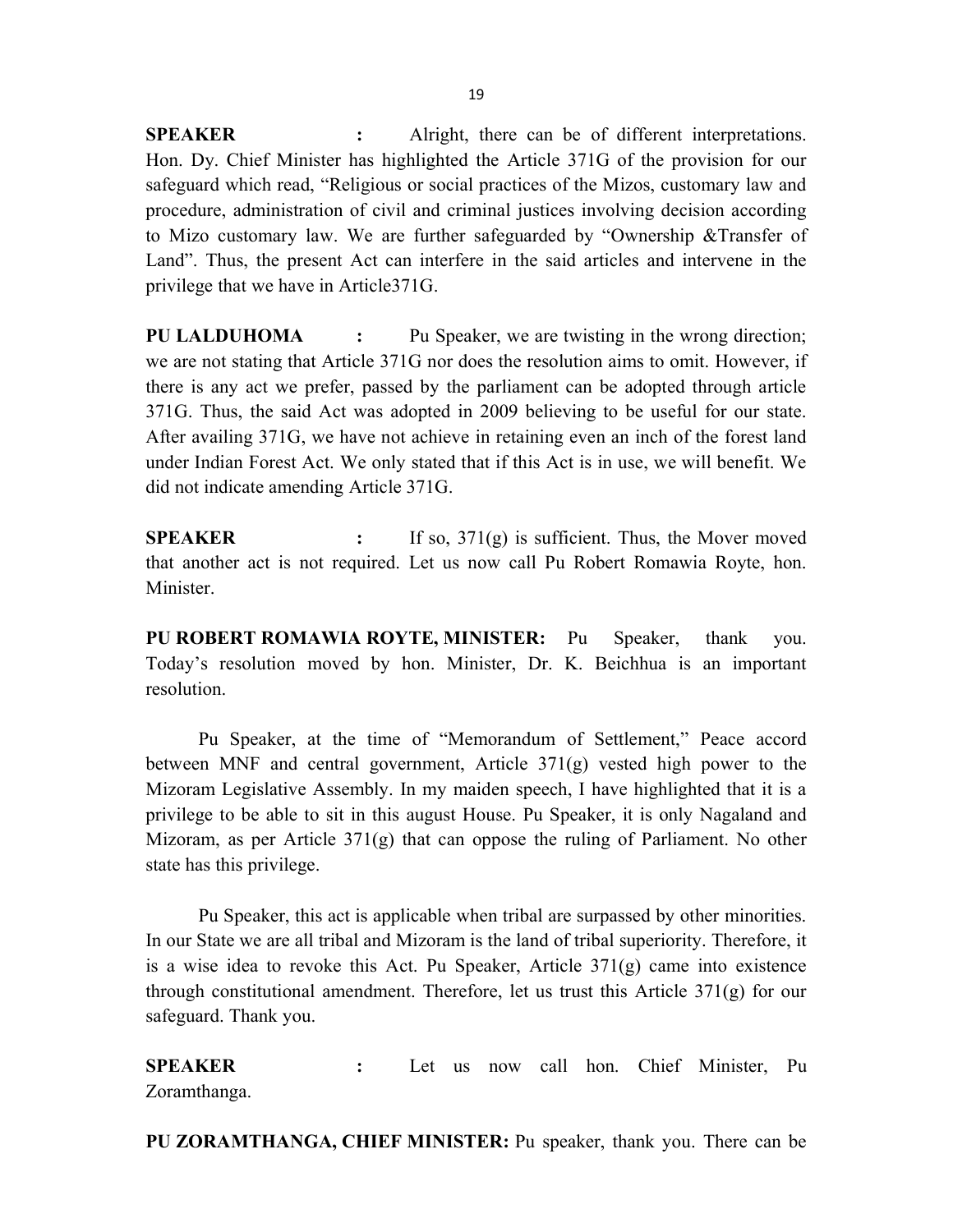**SPEAKER :** Alright, there can be of different interpretations. Hon. Dy. Chief Minister has highlighted the Article 371G of the provision for our safeguard which read, "Religious or social practices of the Mizos, customary law and procedure, administration of civil and criminal justices involving decision according to Mizo customary law. We are further safeguarded by "Ownership &Transfer of Land". Thus, the present Act can interfere in the said articles and intervene in the privilege that we have in Article371G.

**PU LALDUHOMA :** Pu Speaker, we are twisting in the wrong direction; we are not stating that Article 371G nor does the resolution aims to omit. However, if there is any act we prefer, passed by the parliament can be adopted through article 371G. Thus, the said Act was adopted in 2009 believing to be useful for our state. After availing 371G, we have not achieve in retaining even an inch of the forest land under Indian Forest Act. We only stated that if this Act is in use, we will benefit. We did not indicate amending Article 371G.

**SPEAKER :** If so, 371(g) is sufficient. Thus, the Mover moved that another act is not required. Let us now call Pu Robert Romawia Royte, hon. Minister.

**PU ROBERT ROMAWIA ROYTE, MINISTER:** Pu Speaker, thank you. Today's resolution moved by hon. Minister, Dr. K. Beichhua is an important resolution.

Pu Speaker, at the time of "Memorandum of Settlement," Peace accord between MNF and central government, Article 371(g) vested high power to the Mizoram Legislative Assembly. In my maiden speech, I have highlighted that it is a privilege to be able to sit in this august House. Pu Speaker, it is only Nagaland and Mizoram, as per Article 371(g) that can oppose the ruling of Parliament. No other state has this privilege.

Pu Speaker, this act is applicable when tribal are surpassed by other minorities. In our State we are all tribal and Mizoram is the land of tribal superiority. Therefore, it is a wise idea to revoke this Act. Pu Speaker, Article 371(g) came into existence through constitutional amendment. Therefore, let us trust this Article 371(g) for our safeguard. Thank you.

**SPEAKER :** Let us now call hon. Chief Minister, Pu Zoramthanga.

**PU ZORAMTHANGA, CHIEF MINISTER:** Pu speaker, thank you. There can be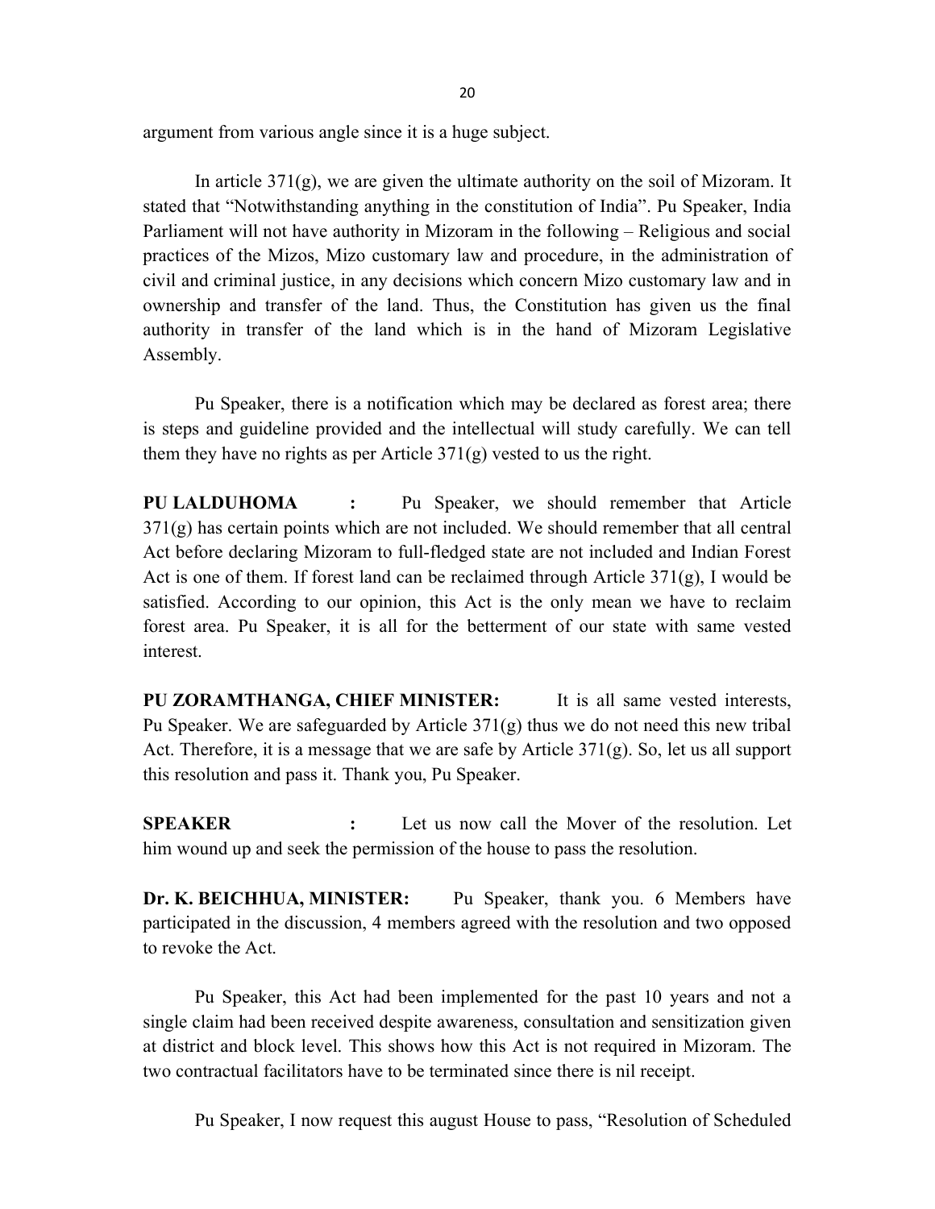argument from various angle since it is a huge subject.

In article 371(g), we are given the ultimate authority on the soil of Mizoram. It stated that "Notwithstanding anything in the constitution of India". Pu Speaker, India Parliament will not have authority in Mizoram in the following – Religious and social practices of the Mizos, Mizo customary law and procedure, in the administration of civil and criminal justice, in any decisions which concern Mizo customary law and in ownership and transfer of the land. Thus, the Constitution has given us the final authority in transfer of the land which is in the hand of Mizoram Legislative Assembly.

Pu Speaker, there is a notification which may be declared as forest area; there is steps and guideline provided and the intellectual will study carefully. We can tell them they have no rights as per Article 371(g) vested to us the right.

**PU LALDUHOMA :** Pu Speaker, we should remember that Article 371(g) has certain points which are not included. We should remember that all central Act before declaring Mizoram to full-fledged state are not included and Indian Forest Act is one of them. If forest land can be reclaimed through Article 371(g), I would be satisfied. According to our opinion, this Act is the only mean we have to reclaim forest area. Pu Speaker, it is all for the betterment of our state with same vested interest.

**PU ZORAMTHANGA, CHIEF MINISTER:** It is all same vested interests, Pu Speaker. We are safeguarded by Article 371(g) thus we do not need this new tribal Act. Therefore, it is a message that we are safe by Article 371(g). So, let us all support this resolution and pass it. Thank you, Pu Speaker.

**SPEAKER :** Let us now call the Mover of the resolution. Let him wound up and seek the permission of the house to pass the resolution.

**Dr. K. BEICHHUA, MINISTER:** Pu Speaker, thank you. 6 Members have participated in the discussion, 4 members agreed with the resolution and two opposed to revoke the Act.

Pu Speaker, this Act had been implemented for the past 10 years and not a single claim had been received despite awareness, consultation and sensitization given at district and block level. This shows how this Act is not required in Mizoram. The two contractual facilitators have to be terminated since there is nil receipt.

Pu Speaker, I now request this august House to pass, "Resolution of Scheduled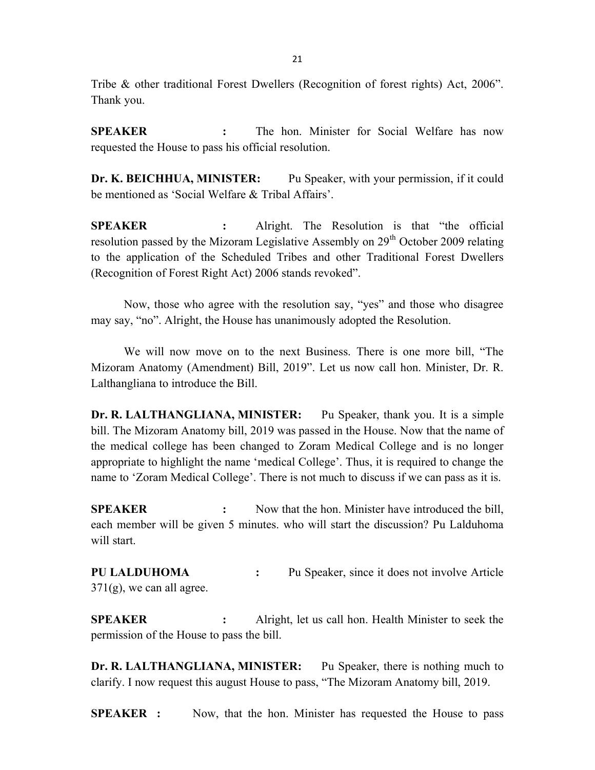Tribe & other traditional Forest Dwellers (Recognition of forest rights) Act, 2006". Thank you.

**SPEAKER :** The hon. Minister for Social Welfare has now requested the House to pass his official resolution.

**Dr. K. BEICHHUA, MINISTER:** Pu Speaker, with your permission, if it could be mentioned as 'Social Welfare & Tribal Affairs'.

**SPEAKER :** Alright. The Resolution is that "the official resolution passed by the Mizoram Legislative Assembly on 29th October 2009 relating to the application of the Scheduled Tribes and other Traditional Forest Dwellers (Recognition of Forest Right Act) 2006 stands revoked".

Now, those who agree with the resolution say, "yes" and those who disagree may say, "no". Alright, the House has unanimously adopted the Resolution.

We will now move on to the next Business. There is one more bill, "The Mizoram Anatomy (Amendment) Bill, 2019". Let us now call hon. Minister, Dr. R. Lalthangliana to introduce the Bill.

**Dr. R. LALTHANGLIANA, MINISTER:** Pu Speaker, thank you. It is a simple bill. The Mizoram Anatomy bill, 2019 was passed in the House. Now that the name of the medical college has been changed to Zoram Medical College and is no longer appropriate to highlight the name 'medical College'. Thus, it is required to change the name to 'Zoram Medical College'. There is not much to discuss if we can pass as it is.

**SPEAKER :** Now that the hon. Minister have introduced the bill, each member will be given 5 minutes. who will start the discussion? Pu Lalduhoma will start.

**PU LALDUHOMA :** Pu Speaker, since it does not involve Article 371(g), we can all agree.

**SPEAKER :** Alright, let us call hon. Health Minister to seek the permission of the House to pass the bill.

**Dr. R. LALTHANGLIANA, MINISTER:** Pu Speaker, there is nothing much to clarify. I now request this august House to pass, "The Mizoram Anatomy bill, 2019.

**SPEAKER :** Now, that the hon. Minister has requested the House to pass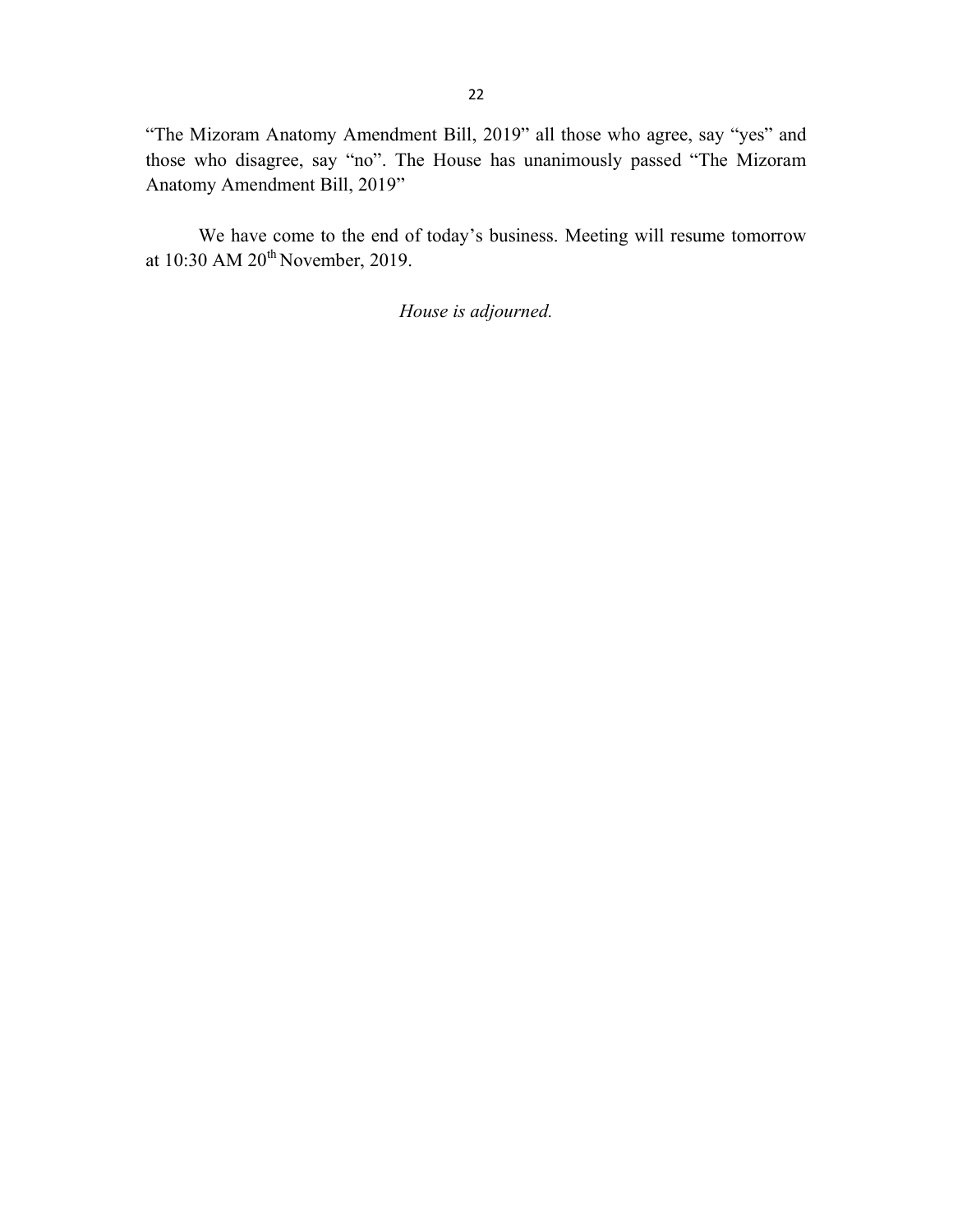"The Mizoram Anatomy Amendment Bill, 2019" all those who agree, say "yes" and those who disagree, say "no". The House has unanimously passed "The Mizoram Anatomy Amendment Bill, 2019"

We have come to the end of today's business. Meeting will resume tomorrow at 10:30 AM 20th November, 2019.

*House is adjourned.*